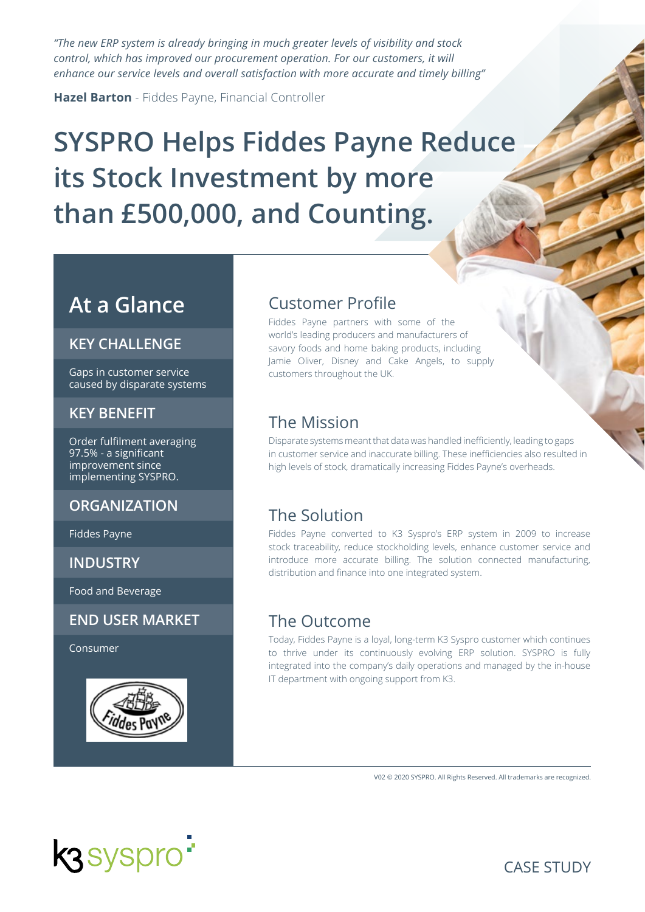*"The new ERP system is already bringing in much greater levels of visibility and stock control, which has improved our procurement operation. For our customers, it will enhance our service levels and overall satisfaction with more accurate and timely billing"*

**Hazel Barton** - Fiddes Payne, Financial Controller

# SYSPRO Helps Fiddes Payne Reduce its Stock Investment by more than £500,000, and Counting.

## At a Glance

### KEY CHALLENGE

Gaps in customer service caused by disparate systems

### KEY BENEFIT

Order fulfilment averaging 97.5% - a significant improvement since implementing SYSPRO.

### ORGANIZATION

Fiddes Payne

### INDUSTRY

Food and Beverage

### END USER MARKET

Consumer

## Customer Profile

Fiddes Payne partners with some of the world's leading producers and manufacturers of savory foods and home baking products, including Jamie Oliver, Disney and Cake Angels, to supply customers throughout the UK.

## The Mission

Disparate systems meant that data was handled inefficiently, leading to gaps in customer service and inaccurate billing. These inefficiencies also resulted in high levels of stock, dramatically increasing Fiddes Payne's overheads.

## The Solution

Fiddes Payne converted to K3 Syspro's ERP system in 2009 to increase stock traceability, reduce stockholding levels, enhance customer service and introduce more accurate billing. The solution connected manufacturing, distribution and finance into one integrated system.

## The Outcome

Today, Fiddes Payne is a loyal, long-term K3 Syspro customer which continues to thrive under its continuously evolving ERP solution. SYSPRO is fully integrated into the company's daily operations and managed by the in-house IT department with ongoing support from K3.

V02 © 2020 SYSPRO. All Rights Reserved. All trademarks are recognized.

CASE STUDY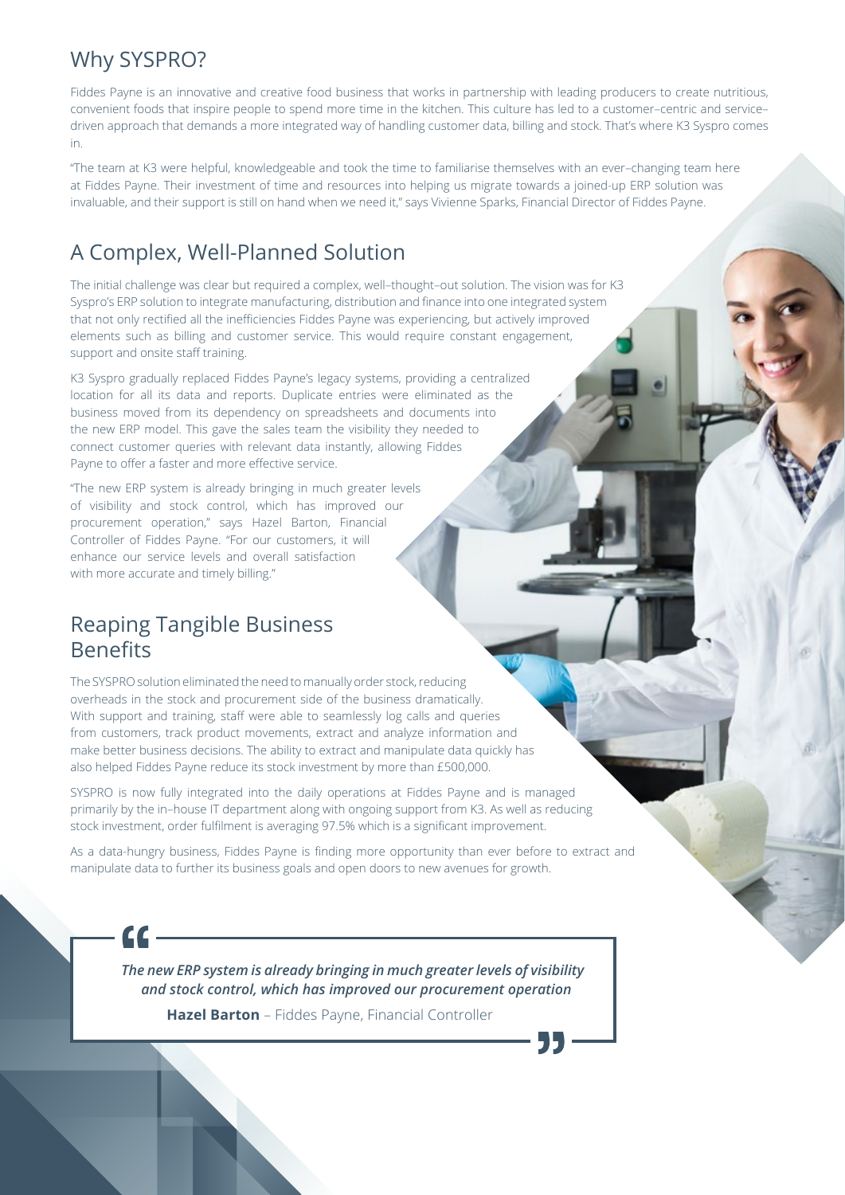## Why SYSPRO?

Fiddes Payne is an innovative and creative food business that works in partnership with leading producers to create nutritious, convenient foods that inspire people to spend more time in the kitchen. This culture has led to a customer–centric and service–driven approach that demands a more integrated way of handling customer data, billing and stock. That's where K3 Syspro comes in.

"The team at K3 were helpful, knowledgeable and took the time to familiarise themselves with an ever–changing team here at Fiddes Payne. Their investment of time and resources into helping us migrate towards a joined-up ERP solution was invaluable, and their support is still on hand when we need it," says Vivienne Sparks, Financial Director of Fiddes Payne.

## A Complex, Well-Planned Solution

The initial challenge was clear but required a complex, well–thought–out solution. The vision was for K3 Syspro's ERP solution to integrate manufacturing, distribution and finance into one integrated system that not only rectified all the inefficiencies Fiddes Payne was experiencing, but actively improved elements such as billing and customer service. This would require constant engagement, support and onsite staff training.

K3 Syspro gradually replaced Fiddes Payne's legacy systems, providing a centralized location for all its data and reports. Duplicate entries were eliminated as the business moved from its dependency on spreadsheets and documents into the new ERP model. This gave the sales team the visibility they needed to connect customer queries with relevant data instantly, allowing Fiddes Payne to offer a faster and more effective service.

"The new ERP system is already bringing in much greater levels of visibility and stock control, which has improved our procurement operation," says Hazel Barton, Financial Controller of Fiddes Payne. "For our customers, it will enhance our service levels and overall satisfaction with more accurate and timely billing."

## Reaping Tangible Business Benefits

The SYSPRO solution eliminated the need to manually order stock, reducing overheads in the stock and procurement side of the business dramatically. With support and training, staff were able to seamlessly log calls and queries from customers, track product movements, extract and analyze information and make better business decisions. The ability to extract and manipulate data quickly has also helped Fiddes Payne reduce its stock investment by more than £500,000.

SYSPRO is now fully integrated into the daily operations at Fiddes Payne and is managed primarily by the in–house IT department along with ongoing support from K3. As well as reducing stock investment, order fulfilment is averaging 97.5% which is a significant improvement.

As a data-hungry business, Fiddes Payne is finding more opportunity than ever before to extract and manipulate data to further its business goals and open doors to new avenues for growth.

> ***The new ERP system is already bringing in much greater levels of visibility and stock control, which has improved our procurement operation***
>
> **Hazel Barton** – Fiddes Payne, Financial Controller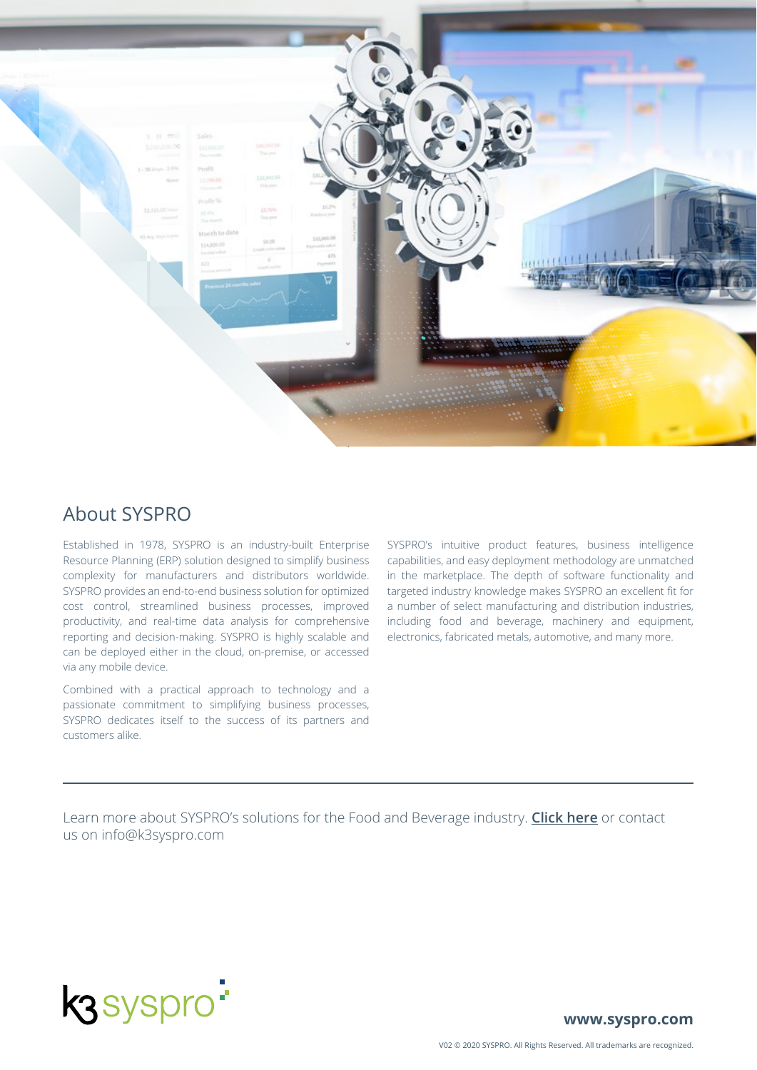## About SYSPRO

Established in 1978, SYSPRO is an industry-built Enterprise Resource Planning (ERP) solution designed to simplify business complexity for manufacturers and distributors worldwide. SYSPRO provides an end-to-end business solution for optimized cost control, streamlined business processes, improved productivity, and real-time data analysis for comprehensive reporting and decision-making. SYSPRO is highly scalable and can be deployed either in the cloud, on-premise, or accessed via any mobile device.

Combined with a practical approach to technology and a passionate commitment to simplifying business processes, SYSPRO dedicates itself to the success of its partners and customers alike.

SYSPRO's intuitive product features, business intelligence capabilities, and easy deployment methodology are unmatched in the marketplace. The depth of software functionality and targeted industry knowledge makes SYSPRO an excellent fit for a number of select manufacturing and distribution industries, including food and beverage, machinery and equipment, electronics, fabricated metals, automotive, and many more.

---

Learn more about SYSPRO's solutions for the Food and Beverage industry. **Click here** or contact us on info@k3syspro.com

k3 syspro

**www.syspro.com**

V02 © 2020 SYSPRO. All Rights Reserved. All trademarks are recognized.